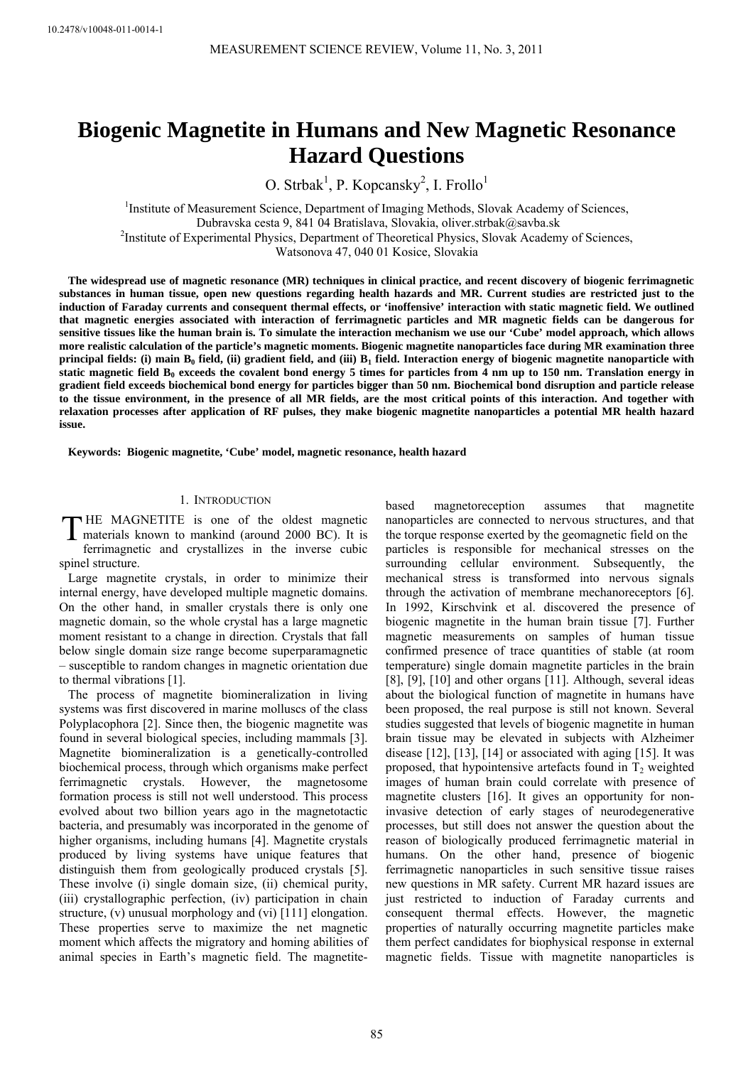10.2478/v10048-011-0014-1

# Biogenic Magnetite in Humans and New Magnetic Resonance Hazard Questions

O. Strbak[1], P. Kopcansky[2], I. Frollo[1]

[1]Institute of Measurement Science, Department of Imaging Methods, Slovak Academy of Sciences, Dubravska cesta 9, 841 04 Bratislava, Slovakia, oliver.strbak@savba.sk

[2]Institute of Experimental Physics, Department of Theoretical Physics, Slovak Academy of Sciences, Watsonova 47, 040 01 Kosice, Slovakia

**The widespread use of magnetic resonance (MR) techniques in clinical practice, and recent discovery of biogenic ferrimagnetic substances in human tissue, open new questions regarding health hazards and MR. Current studies are restricted just to the induction of Faraday currents and consequent thermal effects, or 'inoffensive' interaction with static magnetic field. We outlined that magnetic energies associated with interaction of ferrimagnetic particles and MR magnetic fields can be dangerous for sensitive tissues like the human brain is. To simulate the interaction mechanism we use our 'Cube' model approach, which allows more realistic calculation of the particle's magnetic moments. Biogenic magnetite nanoparticles face during MR examination three principal fields: (i) main $B_0$ field, (ii) gradient field, and (iii) $B_1$ field. Interaction energy of biogenic magnetite nanoparticle with static magnetic field $B_0$ exceeds the covalent bond energy 5 times for particles from 4 nm up to 150 nm. Translation energy in gradient field exceeds biochemical bond energy for particles bigger than 50 nm. Biochemical bond disruption and particle release to the tissue environment, in the presence of all MR fields, are the most critical points of this interaction. And together with relaxation processes after application of RF pulses, they make biogenic magnetite nanoparticles a potential MR health hazard issue.**

**Keywords: Biogenic magnetite, 'Cube' model, magnetic resonance, health hazard**

## 1. Introduction

The MAGNETITE is one of the oldest magnetic materials known to mankind (around 2000 BC). It is ferrimagnetic and crystallizes in the inverse cubic spinel structure.

Large magnetite crystals, in order to minimize their internal energy, have developed multiple magnetic domains. On the other hand, in smaller crystals there is only one magnetic domain, so the whole crystal has a large magnetic moment resistant to a change in direction. Crystals that fall below single domain size range become superparamagnetic – susceptible to random changes in magnetic orientation due to thermal vibrations [1].

The process of magnetite biomineralization in living systems was first discovered in marine molluscs of the class Polyplacophora [2]. Since then, the biogenic magnetite was found in several biological species, including mammals [3]. Magnetite biomineralization is a genetically-controlled biochemical process, through which organisms make perfect ferrimagnetic crystals. However, the magnetosome formation process is still not well understood. This process evolved about two billion years ago in the magnetotactic bacteria, and presumably was incorporated in the genome of higher organisms, including humans [4]. Magnetite crystals produced by living systems have unique features that distinguish them from geologically produced crystals [5]. These involve (i) single domain size, (ii) chemical purity, (iii) crystallographic perfection, (iv) participation in chain structure, (v) unusual morphology and (vi) [111] elongation. These properties serve to maximize the net magnetic moment which affects the migratory and homing abilities of animal species in Earth's magnetic field. The magnetite-based magnetoreception assumes that magnetite nanoparticles are connected to nervous structures, and that the torque response exerted by the geomagnetic field on the particles is responsible for mechanical stresses on the surrounding cellular environment. Subsequently, the mechanical stress is transformed into nervous signals through the activation of membrane mechanoreceptors [6]. In 1992, Kirschvink et al. discovered the presence of biogenic magnetite in the human brain tissue [7]. Further magnetic measurements on samples of human tissue confirmed presence of trace quantities of stable (at room temperature) single domain magnetite particles in the brain [8], [9], [10] and other organs [11]. Although, several ideas about the biological function of magnetite in humans have been proposed, the real purpose is still not known. Several studies suggested that levels of biogenic magnetite in human brain tissue may be elevated in subjects with Alzheimer disease [12], [13], [14] or associated with aging [15]. It was proposed, that hypointensive artefacts found in $T_2$ weighted images of human brain could correlate with presence of magnetite clusters [16]. It gives an opportunity for non-invasive detection of early stages of neurodegenerative processes, but still does not answer the question about the reason of biologically produced ferrimagnetic material in humans. On the other hand, presence of biogenic ferrimagnetic nanoparticles in such sensitive tissue raises new questions in MR safety. Current MR hazard issues are just restricted to induction of Faraday currents and consequent thermal effects. However, the magnetic properties of naturally occurring magnetite particles make them perfect candidates for biophysical response in external magnetic fields. Tissue with magnetite nanoparticles is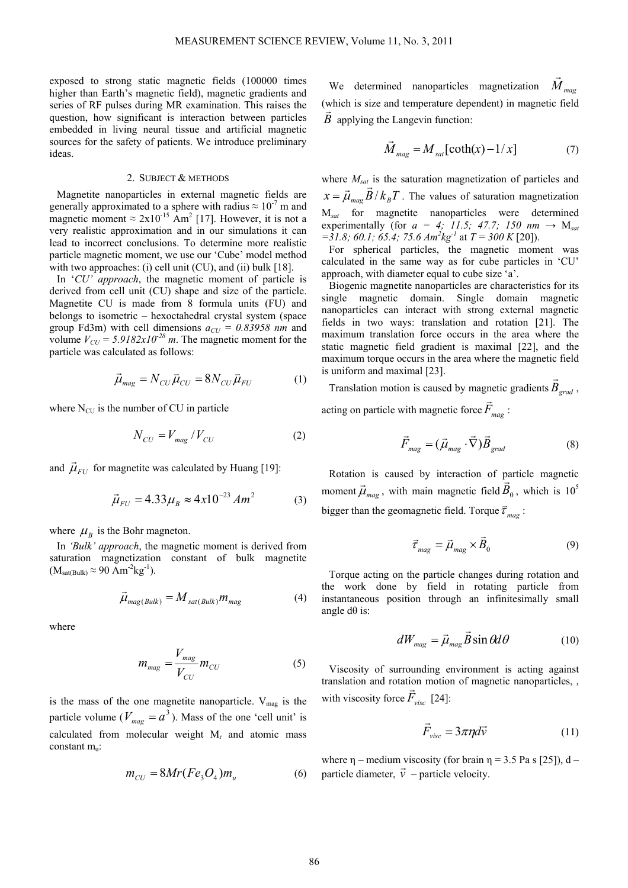exposed to strong static magnetic fields (100000 times higher than Earth's magnetic field), magnetic gradients and series of RF pulses during MR examination. This raises the question, how significant is interaction between particles embedded in living neural tissue and artificial magnetic sources for the safety of patients. We introduce preliminary ideas.

## 2. Subject & methods

Magnetite nanoparticles in external magnetic fields are generally approximated to a sphere with radius ≈ $10^{-7}$ m and magnetic moment ≈ $2x10^{-15}$ $Am^2$ [17]. However, it is not a very realistic approximation and in our simulations it can lead to incorrect conclusions. To determine more realistic particle magnetic moment, we use our 'Cube' model method with two approaches: (i) cell unit (CU), and (ii) bulk [18].

In '*CU' approach*, the magnetic moment of particle is derived from cell unit (CU) shape and size of the particle. Magnetite CU is made from 8 formula units (FU) and belongs to isometric – hexoctahedral crystal system (space group Fd3m) with cell dimensions $a_{CU}$ = *0.83958 nm* and volume $V_{CU} = 5.9182x10^{-28}$ *m*. The magnetic moment for the particle was calculated as follows:

$$\vec{\mu}_{mag} = N_{CU}\vec{\mu}_{CU} = 8N_{CU}\vec{\mu}_{FU} \tag{1}$$

where $N_{CU}$ is the number of CU in particle

$$N_{CU} = V_{mag} / V_{CU} \tag{2}$$

and $\vec{\mu}_{FU}$ for magnetite was calculated by Huang [19]:

$$\vec{\mu}_{FU} = 4.33\mu_B \approx 4x10^{-23} \ Am^2 \tag{3}$$

where $\mu_B$ is the Bohr magneton.

In *'Bulk' approach*, the magnetic moment is derived from saturation magnetization constant of bulk magnetite ($M_{sat(Bulk)}$ ≈ 90 $Am^{-2}kg^{-1}$).

$$\vec{\mu}_{mag(Bulk)} = M_{sat(Bulk)} m_{mag} \tag{4}$$

where

$$m_{mag} = \frac{V_{mag}}{V_{CU}} m_{CU} \tag{5}$$

is the mass of the one magnetite nanoparticle. $V_{mag}$ is the particle volume ($V_{mag} = a^3$). Mass of the one 'cell unit' is calculated from molecular weight $M_r$ and atomic mass constant $m_u$:

$$m_{CU} = 8Mr(Fe_3O_4)m_u \tag{6}$$

We determined nanoparticles magnetization $\vec{M}_{mag}$ (which is size and temperature dependent) in magnetic field $\vec{B}$ applying the Langevin function:

$$\vec{M}_{mag} = M_{sat}[\coth(x) - 1/x] \tag{7}$$

where $M_{sat}$ is the saturation magnetization of particles and $x = \vec{\mu}_{mag}\vec{B} / k_B T$. The values of saturation magnetization $M_{sat}$ for magnetite nanoparticles were determined experimentally (for *a = 4; 11.5; 47.7; 150 nm* → $M_{sat}$ *=31.8; 60.1; 65.4; 75.6* $Am^2kg^{-1}$ at *T = 300 K* [20]).

For spherical particles, the magnetic moment was calculated in the same way as for cube particles in 'CU' approach, with diameter equal to cube size 'a'.

Biogenic magnetite nanoparticles are characteristics for its single magnetic domain. Single domain magnetic nanoparticles can interact with strong external magnetic fields in two ways: translation and rotation [21]. The maximum translation force occurs in the area where the static magnetic field gradient is maximal [22], and the maximum torque occurs in the area where the magnetic field is uniform and maximal [23].

Translation motion is caused by magnetic gradients $\vec{B}_{grad}$, acting on particle with magnetic force $\vec{F}_{mag}$:

$$\vec{F}_{mag} = (\vec{\mu}_{mag} \cdot \vec{\nabla})\vec{B}_{grad} \tag{8}$$

Rotation is caused by interaction of particle magnetic moment $\vec{\mu}_{mag}$, with main magnetic field $\vec{B}_0$, which is $10^5$ bigger than the geomagnetic field. Torque $\vec{\tau}_{mag}$:

$$\vec{\tau}_{mag} = \vec{\mu}_{mag} \times \vec{B}_0 \tag{9}$$

Torque acting on the particle changes during rotation and the work done by field in rotating particle from instantaneous position through an infinitesimally small angle dθ is:

$$dW_{mag} = \vec{\mu}_{mag}\vec{B}\sin\theta d\theta \tag{10}$$

Viscosity of surrounding environment is acting against translation and rotation motion of magnetic nanoparticles, , with viscosity force $\vec{F}_{visc}$ [24]:

$$\vec{F}_{visc} = 3\pi\eta d\vec{v} \tag{11}$$

where η – medium viscosity (for brain η = 3.5 Pa s [25]), d – particle diameter, $\vec{v}$ – particle velocity.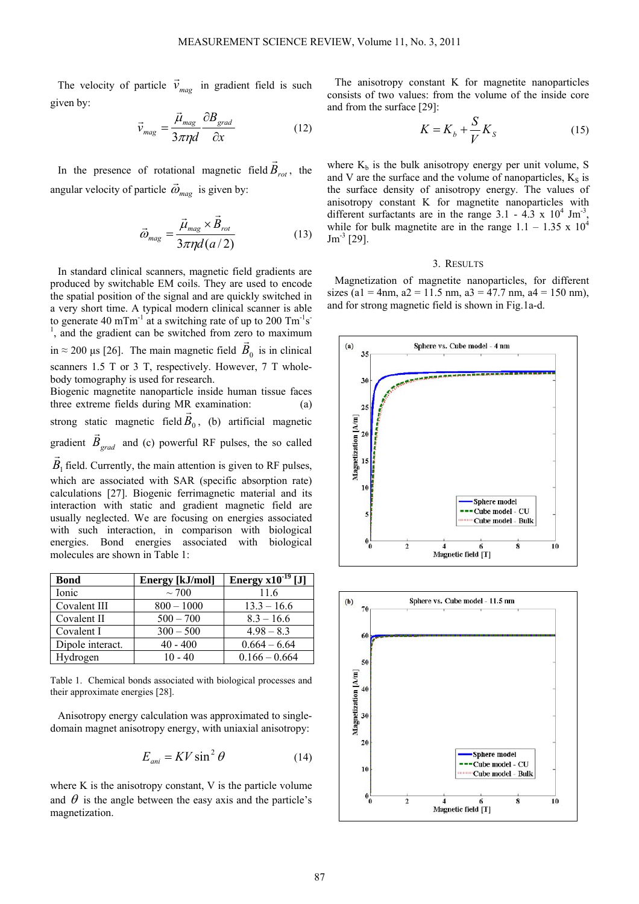The velocity of particle $\vec{v}_{mag}$ in gradient field is such given by:

$$\vec{v}_{mag} = \frac{\vec{\mu}_{mag}}{3\pi\eta d}\frac{\partial B_{grad}}{\partial x} \tag{12}$$

In the presence of rotational magnetic field $\vec{B}_{rot}$, the angular velocity of particle $\vec{\omega}_{mag}$ is given by:

$$\vec{\omega}_{mag} = \frac{\vec{\mu}_{mag} \times \vec{B}_{rot}}{3\pi\eta d(a/2)} \tag{13}$$

In standard clinical scanners, magnetic field gradients are produced by switchable EM coils. They are used to encode the spatial position of the signal and are quickly switched in a very short time. A typical modern clinical scanner is able to generate 40 $mTm^{-1}$ at a switching rate of up to 200 $Tm^{-1}s^{-1}$, and the gradient can be switched from zero to maximum in ≈ 200 μs [26]. The main magnetic field $\vec{B}_0$ is in clinical scanners 1.5 T or 3 T, respectively. However, 7 T whole-body tomography is used for research.

Biogenic magnetite nanoparticle inside human tissue faces three extreme fields during MR examination: (a) strong static magnetic field $\vec{B}_0$, (b) artificial magnetic gradient $\vec{B}_{grad}$ and (c) powerful RF pulses, the so called $\vec{B}_1$ field. Currently, the main attention is given to RF pulses, which are associated with SAR (specific absorption rate) calculations [27]. Biogenic ferrimagnetic material and its interaction with static and gradient magnetic field are usually neglected. We are focusing on energies associated with such interaction, in comparison with biological energies. Bond energies associated with biological molecules are shown in Table 1:

| Bond | Energy [kJ/mol] | Energy x$10^{-19}$ [J] |
|---|---|---|
| Ionic | ~ 700 | 11.6 |
| Covalent III | 800 – 1000 | 13.3 – 16.6 |
| Covalent II | 500 – 700 | 8.3 – 16.6 |
| Covalent I | 300 – 500 | 4.98 – 8.3 |
| Dipole interact. | 40 - 400 | 0.664 – 6.64 |
| Hydrogen | 10 - 40 | 0.166 – 0.664 |

Table 1. Chemical bonds associated with biological processes and their approximate energies [28].

Anisotropy energy calculation was approximated to single-domain magnet anisotropy energy, with uniaxial anisotropy:

$$E_{ani} = KV\sin^2\theta \tag{14}$$

where K is the anisotropy constant, V is the particle volume and $\theta$ is the angle between the easy axis and the particle's magnetization.

The anisotropy constant K for magnetite nanoparticles consists of two values: from the volume of the inside core and from the surface [29]:

$$K = K_b + \frac{S}{V}K_S \tag{15}$$

where $K_b$ is the bulk anisotropy energy per unit volume, S and V are the surface and the volume of nanoparticles, $K_S$ is the surface density of anisotropy energy. The values of anisotropy constant K for magnetite nanoparticles with different surfactants are in the range 3.1 - 4.3 x $10^4$ $Jm^{-3}$, while for bulk magnetite are in the range 1.1 – 1.35 x $10^4$ $Jm^{-3}$ [29].

## 3. RESULTS

Magnetization of magnetite nanoparticles, for different sizes (a1 = 4nm, a2 = 11.5 nm, a3 = 47.7 nm, a4 = 150 nm), and for strong magnetic field is shown in Fig.1a-d.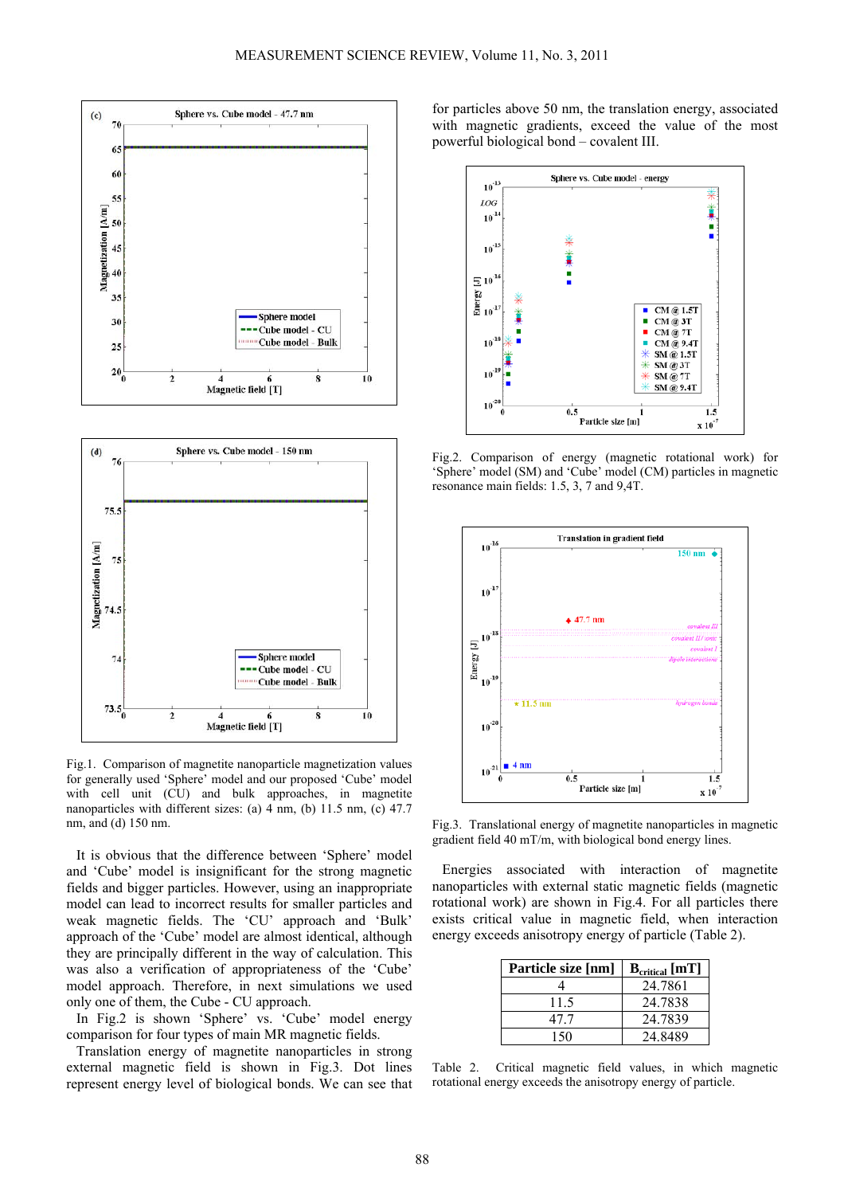Fig.1. Comparison of magnetite nanoparticle magnetization values for generally used 'Sphere' model and our proposed 'Cube' model with cell unit (CU) and bulk approaches, in magnetite nanoparticles with different sizes: (a) 4 nm, (b) 11.5 nm, (c) 47.7 nm, and (d) 150 nm.

It is obvious that the difference between 'Sphere' model and 'Cube' model is insignificant for the strong magnetic fields and bigger particles. However, using an inappropriate model can lead to incorrect results for smaller particles and weak magnetic fields. The 'CU' approach and 'Bulk' approach of the 'Cube' model are almost identical, although they are principally different in the way of calculation. This was also a verification of appropriateness of the 'Cube' model approach. Therefore, in next simulations we used only one of them, the Cube - CU approach.

In Fig.2 is shown 'Sphere' vs. 'Cube' model energy comparison for four types of main MR magnetic fields.

Translation energy of magnetite nanoparticles in strong external magnetic field is shown in Fig.3. Dot lines represent energy level of biological bonds. We can see that for particles above 50 nm, the translation energy, associated with magnetic gradients, exceed the value of the most powerful biological bond – covalent III.

Fig.2. Comparison of energy (magnetic rotational work) for 'Sphere' model (SM) and 'Cube' model (CM) particles in magnetic resonance main fields: 1.5, 3, 7 and 9,4T.

Fig.3. Translational energy of magnetite nanoparticles in magnetic gradient field 40 mT/m, with biological bond energy lines.

Energies associated with interaction of magnetite nanoparticles with external static magnetic fields (magnetic rotational work) are shown in Fig.4. For all particles there exists critical value in magnetic field, when interaction energy exceeds anisotropy energy of particle (Table 2).

| Particle size [nm] | $B_{critical}$ [mT] |
|---|---|
| 4 | 24.7861 |
| 11.5 | 24.7838 |
| 47.7 | 24.7839 |
| 150 | 24.8489 |

Table 2. Critical magnetic field values, in which magnetic rotational energy exceeds the anisotropy energy of particle.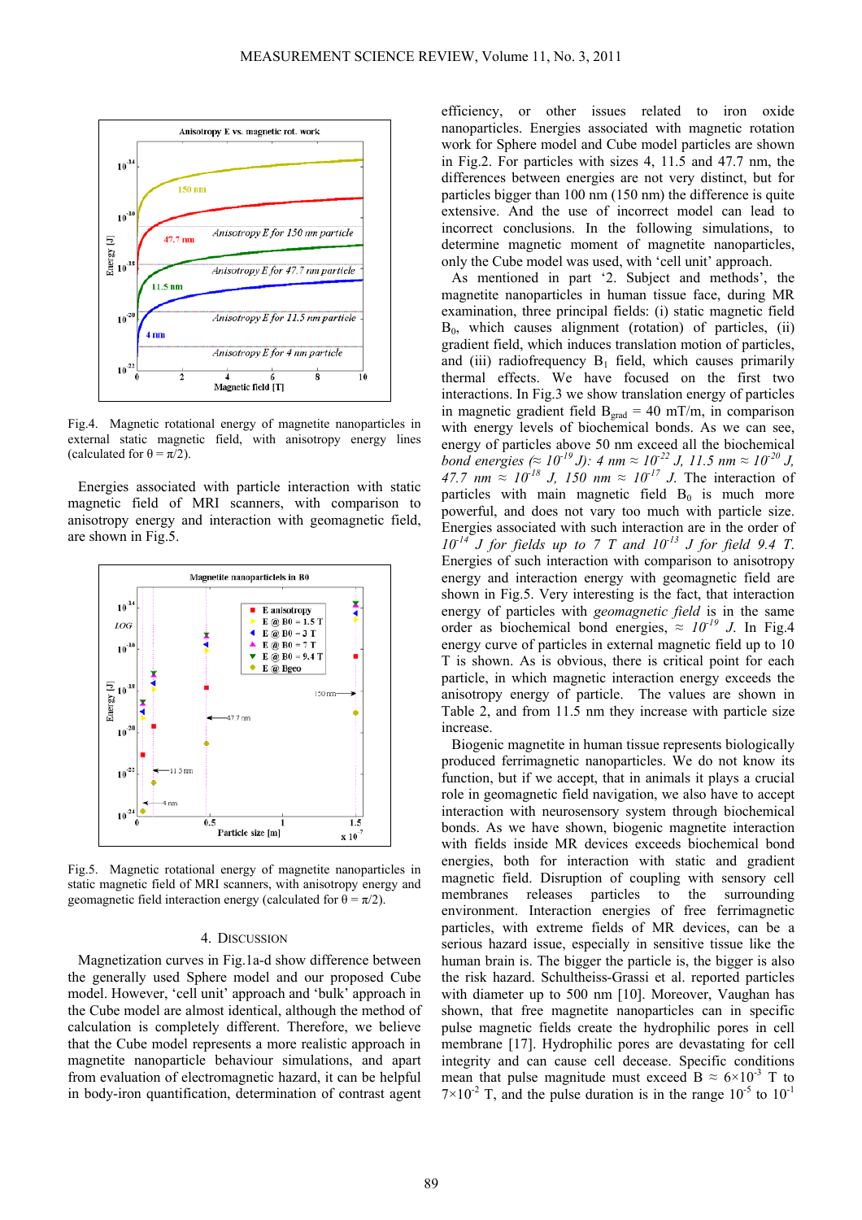Fig.4. Magnetic rotational energy of magnetite nanoparticles in external static magnetic field, with anisotropy energy lines (calculated for $\theta = \pi/2$).

Energies associated with particle interaction with static magnetic field of MRI scanners, with comparison to anisotropy energy and interaction with geomagnetic field, are shown in Fig.5.

Fig.5. Magnetic rotational energy of magnetite nanoparticles in static magnetic field of MRI scanners, with anisotropy energy and geomagnetic field interaction energy (calculated for $\theta = \pi/2$).

## 4. Discussion

Magnetization curves in Fig.1a-d show difference between the generally used Sphere model and our proposed Cube model. However, 'cell unit' approach and 'bulk' approach in the Cube model are almost identical, although the method of calculation is completely different. Therefore, we believe that the Cube model represents a more realistic approach in magnetite nanoparticle behaviour simulations, and apart from evaluation of electromagnetic hazard, it can be helpful in body-iron quantification, determination of contrast agent efficiency, or other issues related to iron oxide nanoparticles. Energies associated with magnetic rotation work for Sphere model and Cube model particles are shown in Fig.2. For particles with sizes 4, 11.5 and 47.7 nm, the differences between energies are not very distinct, but for particles bigger than 100 nm (150 nm) the difference is quite extensive. And the use of incorrect model can lead to incorrect conclusions. In the following simulations, to determine magnetic moment of magnetite nanoparticles, only the Cube model was used, with 'cell unit' approach.

As mentioned in part '2. Subject and methods', the magnetite nanoparticles in human tissue face, during MR examination, three principal fields: (i) static magnetic field $B_0$, which causes alignment (rotation) of particles, (ii) gradient field, which induces translation motion of particles, and (iii) radiofrequency $B_1$ field, which causes primarily thermal effects. We have focused on the first two interactions. In Fig.3 we show translation energy of particles in magnetic gradient field $B_{grad}$ = 40 mT/m, in comparison with energy levels of biochemical bonds. As we can see, energy of particles above 50 nm exceed all the biochemical *bond energies* (≈ $10^{-19}$ *J*)*: 4 nm* ≈ $10^{-22}$ *J, 11.5 nm* ≈ $10^{-20}$ *J, 47.7 nm* ≈ $10^{-18}$ *J, 150 nm* ≈ $10^{-17}$ *J*. The interaction of particles with main magnetic field $B_0$ is much more powerful, and does not vary too much with particle size. Energies associated with such interaction are in the order of $10^{-14}$ *J for fields up to 7 T and* $10^{-13}$ *J for field 9.4 T*. Energies of such interaction with comparison to anisotropy energy and interaction energy with geomagnetic field are shown in Fig.5. Very interesting is the fact, that interaction energy of particles with *geomagnetic field* is in the same order as biochemical bond energies, ≈ $10^{-19}$ *J*. In Fig.4 energy curve of particles in external magnetic field up to 10 T is shown. As is obvious, there is critical point for each particle, in which magnetic interaction energy exceeds the anisotropy energy of particle. The values are shown in Table 2, and from 11.5 nm they increase with particle size increase.

Biogenic magnetite in human tissue represents biologically produced ferrimagnetic nanoparticles. We do not know its function, but if we accept, that in animals it plays a crucial role in geomagnetic field navigation, we also have to accept interaction with neurosensory system through biochemical bonds. As we have shown, biogenic magnetite interaction with fields inside MR devices exceeds biochemical bond energies, both for interaction with static and gradient magnetic field. Disruption of coupling with sensory cell membranes releases particles to the surrounding environment. Interaction energies of free ferrimagnetic particles, with extreme fields of MR devices, can be a serious hazard issue, especially in sensitive tissue like the human brain is. The bigger the particle is, the bigger is also the risk hazard. Schultheiss-Grassi et al. reported particles with diameter up to 500 nm [10]. Moreover, Vaughan has shown, that free magnetite nanoparticles can in specific pulse magnetic fields create the hydrophilic pores in cell membrane [17]. Hydrophilic pores are devastating for cell integrity and can cause cell decease. Specific conditions mean that pulse magnitude must exceed B ≈ $6\times10^{-3}$ T to $7\times10^{-2}$ T, and the pulse duration is in the range $10^{-5}$ to $10^{-1}$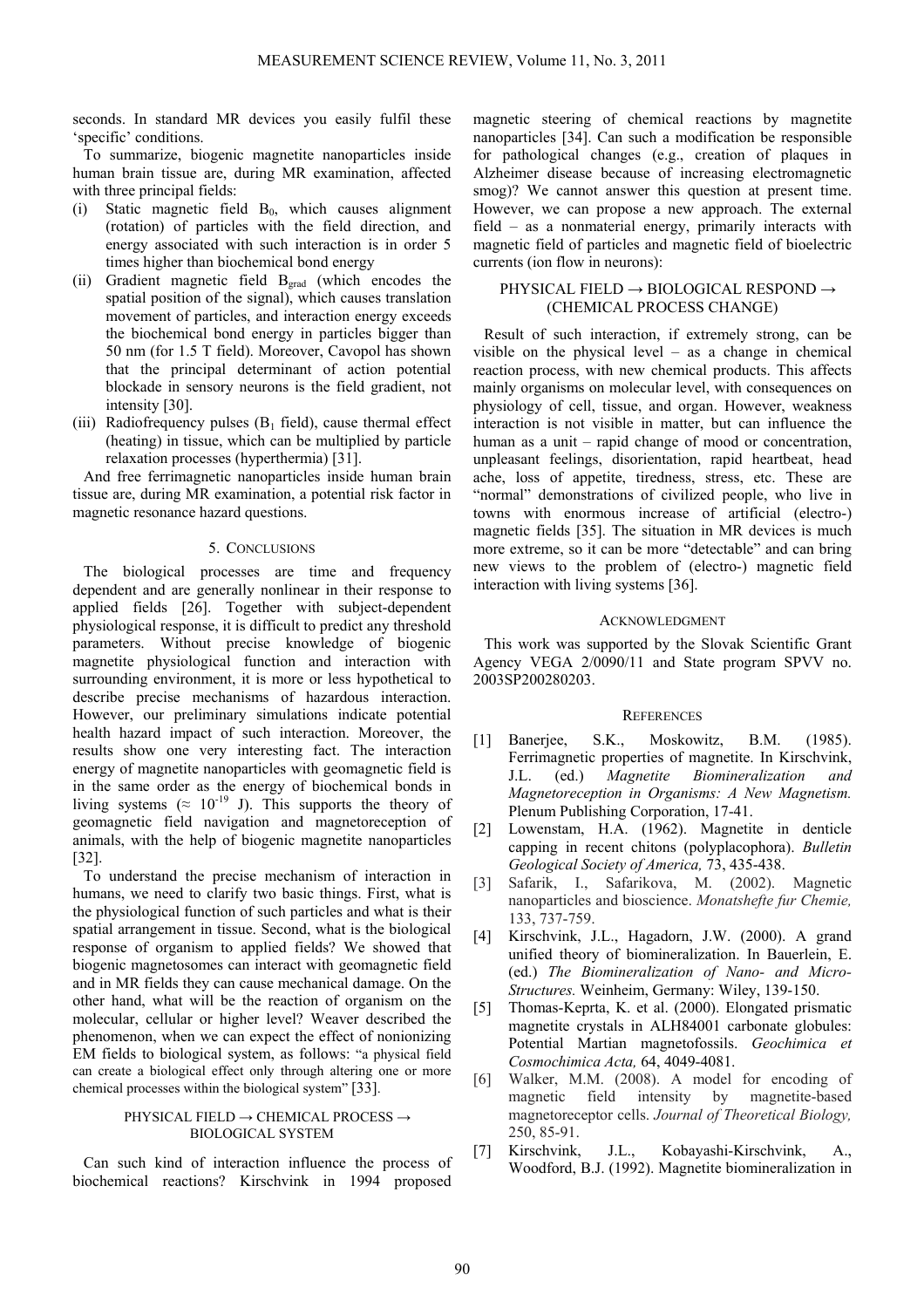seconds. In standard MR devices you easily fulfil these 'specific' conditions.

To summarize, biogenic magnetite nanoparticles inside human brain tissue are, during MR examination, affected with three principal fields:

(i) Static magnetic field $B_0$, which causes alignment (rotation) of particles with the field direction, and energy associated with such interaction is in order 5 times higher than biochemical bond energy

(ii) Gradient magnetic field $B_{grad}$ (which encodes the spatial position of the signal), which causes translation movement of particles, and interaction energy exceeds the biochemical bond energy in particles bigger than 50 nm (for 1.5 T field). Moreover, Cavopol has shown that the principal determinant of action potential blockade in sensory neurons is the field gradient, not intensity [30].

(iii) Radiofrequency pulses ($B_1$ field), cause thermal effect (heating) in tissue, which can be multiplied by particle relaxation processes (hyperthermia) [31].

And free ferrimagnetic nanoparticles inside human brain tissue are, during MR examination, a potential risk factor in magnetic resonance hazard questions.

## 5. Conclusions

The biological processes are time and frequency dependent and are generally nonlinear in their response to applied fields [26]. Together with subject-dependent physiological response, it is difficult to predict any threshold parameters. Without precise knowledge of biogenic magnetite physiological function and interaction with surrounding environment, it is more or less hypothetical to describe precise mechanisms of hazardous interaction. However, our preliminary simulations indicate potential health hazard impact of such interaction. Moreover, the results show one very interesting fact. The interaction energy of magnetite nanoparticles with geomagnetic field is in the same order as the energy of biochemical bonds in living systems ($\approx 10^{-19}$ J). This supports the theory of geomagnetic field navigation and magnetoreception of animals, with the help of biogenic magnetite nanoparticles [32].

To understand the precise mechanism of interaction in humans, we need to clarify two basic things. First, what is the physiological function of such particles and what is their spatial arrangement in tissue. Second, what is the biological response of organism to applied fields? We showed that biogenic magnetosomes can interact with geomagnetic field and in MR fields they can cause mechanical damage. On the other hand, what will be the reaction of organism on the molecular, cellular or higher level? Weaver described the phenomenon, when we can expect the effect of nonionizing EM fields to biological system, as follows: "a physical field can create a biological effect only through altering one or more chemical processes within the biological system" [33].

PHYSICAL FIELD → CHEMICAL PROCESS → BIOLOGICAL SYSTEM

Can such kind of interaction influence the process of biochemical reactions? Kirschvink in 1994 proposed magnetic steering of chemical reactions by magnetite nanoparticles [34]. Can such a modification be responsible for pathological changes (e.g., creation of plaques in Alzheimer disease because of increasing electromagnetic smog)? We cannot answer this question at present time. However, we can propose a new approach. The external field – as a nonmaterial energy, primarily interacts with magnetic field of particles and magnetic field of bioelectric currents (ion flow in neurons):

PHYSICAL FIELD → BIOLOGICAL RESPOND → (CHEMICAL PROCESS CHANGE)

Result of such interaction, if extremely strong, can be visible on the physical level – as a change in chemical reaction process, with new chemical products. This affects mainly organisms on molecular level, with consequences on physiology of cell, tissue, and organ. However, weakness interaction is not visible in matter, but can influence the human as a unit – rapid change of mood or concentration, unpleasant feelings, disorientation, rapid heartbeat, head ache, loss of appetite, tiredness, stress, etc. These are "normal" demonstrations of civilized people, who live in towns with enormous increase of artificial (electro-) magnetic fields [35]. The situation in MR devices is much more extreme, so it can be more "detectable" and can bring new views to the problem of (electro-) magnetic field interaction with living systems [36].

## Acknowledgment

This work was supported by the Slovak Scientific Grant Agency VEGA 2/0090/11 and State program SPVV no. 2003SP200280203.

## References

[1] Banerjee, S.K., Moskowitz, B.M. (1985). Ferrimagnetic properties of magnetite. In Kirschvink, J.L. (ed.) *Magnetite Biomineralization and Magnetoreception in Organisms: A New Magnetism.* Plenum Publishing Corporation, 17-41.

[2] Lowenstam, H.A. (1962). Magnetite in denticle capping in recent chitons (polyplacophora). *Bulletin Geological Society of America,* 73, 435-438.

[3] Safarik, I., Safarikova, M. (2002). Magnetic nanoparticles and bioscience. *Monatshefte fur Chemie,* 133, 737-759.

[4] Kirschvink, J.L., Hagadorn, J.W. (2000). A grand unified theory of biomineralization. In Bauerlein, E. (ed.) *The Biomineralization of Nano- and Micro-Structures.* Weinheim, Germany: Wiley, 139-150.

[5] Thomas-Keprta, K. et al. (2000). Elongated prismatic magnetite crystals in ALH84001 carbonate globules: Potential Martian magnetofossils. *Geochimica et Cosmochimica Acta,* 64, 4049-4081.

[6] Walker, M.M. (2008). A model for encoding of magnetic field intensity by magnetite-based magnetoreceptor cells. *Journal of Theoretical Biology,* 250, 85-91.

[7] Kirschvink, J.L., Kobayashi-Kirschvink, A., Woodford, B.J. (1992). Magnetite biomineralization in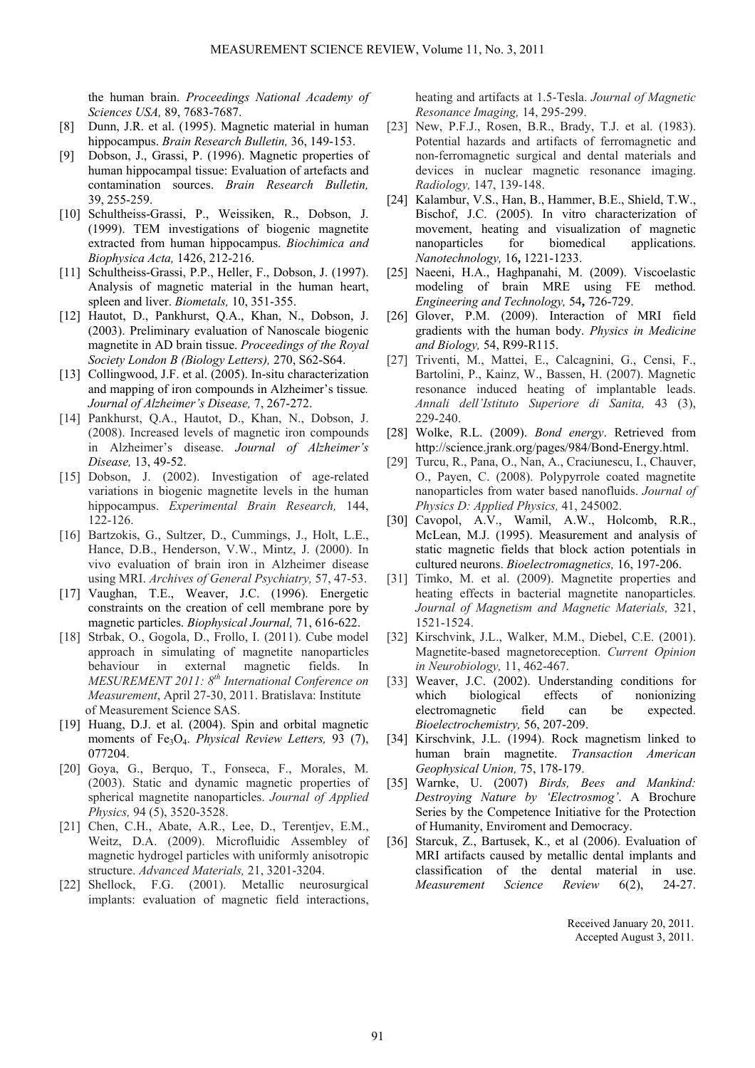the human brain. *Proceedings National Academy of Sciences USA,* 89, 7683-7687.

[8] Dunn, J.R. et al. (1995). Magnetic material in human hippocampus. *Brain Research Bulletin,* 36, 149-153.

[9] Dobson, J., Grassi, P. (1996). Magnetic properties of human hippocampal tissue: Evaluation of artefacts and contamination sources. *Brain Research Bulletin,* 39, 255-259.

[10] Schultheiss-Grassi, P., Weissiken, R., Dobson, J. (1999). TEM investigations of biogenic magnetite extracted from human hippocampus. *Biochimica and Biophysica Acta,* 1426, 212-216.

[11] Schultheiss-Grassi, P.P., Heller, F., Dobson, J. (1997). Analysis of magnetic material in the human heart, spleen and liver. *Biometals,* 10, 351-355.

[12] Hautot, D., Pankhurst, Q.A., Khan, N., Dobson, J. (2003). Preliminary evaluation of Nanoscale biogenic magnetite in AD brain tissue. *Proceedings of the Royal Society London B (Biology Letters),* 270, S62-S64.

[13] Collingwood, J.F. et al. (2005). In-situ characterization and mapping of iron compounds in Alzheimer's tissue*. Journal of Alzheimer's Disease,* 7, 267-272.

[14] Pankhurst, Q.A., Hautot, D., Khan, N., Dobson, J. (2008). Increased levels of magnetic iron compounds in Alzheimer's disease. *Journal of Alzheimer's Disease,* 13, 49-52.

[15] Dobson, J. (2002). Investigation of age-related variations in biogenic magnetite levels in the human hippocampus. *Experimental Brain Research,* 144, 122-126.

[16] Bartzokis, G., Sultzer, D., Cummings, J., Holt, L.E., Hance, D.B., Henderson, V.W., Mintz, J. (2000). In vivo evaluation of brain iron in Alzheimer disease using MRI. *Archives of General Psychiatry,* 57, 47-53.

[17] Vaughan, T.E., Weaver, J.C. (1996). Energetic constraints on the creation of cell membrane pore by magnetic particles. *Biophysical Journal,* 71, 616-622.

[18] Strbak, O., Gogola, D., Frollo, I. (2011). Cube model approach in simulating of magnetite nanoparticles behaviour in external magnetic fields. In *MESUREMENT 2011: 8th International Conference on Measurement*, April 27-30, 2011. Bratislava: Institute of Measurement Science SAS.

[19] Huang, D.J. et al. (2004). Spin and orbital magnetic moments of $Fe_3O_4$. *Physical Review Letters,* 93 (7), 077204.

[20] Goya, G., Berquo, T., Fonseca, F., Morales, M. (2003). Static and dynamic magnetic properties of spherical magnetite nanoparticles. *Journal of Applied Physics,* 94 (5), 3520-3528.

[21] Chen, C.H., Abate, A.R., Lee, D., Terentjev, E.M., Weitz, D.A. (2009). Microfluidic Assembley of magnetic hydrogel particles with uniformly anisotropic structure. *Advanced Materials,* 21, 3201-3204.

[22] Shellock, F.G. (2001). Metallic neurosurgical implants: evaluation of magnetic field interactions, heating and artifacts at 1.5-Tesla. *Journal of Magnetic Resonance Imaging,* 14, 295-299.

[23] New, P.F.J., Rosen, B.R., Brady, T.J. et al. (1983). Potential hazards and artifacts of ferromagnetic and non-ferromagnetic surgical and dental materials and devices in nuclear magnetic resonance imaging. *Radiology,* 147, 139-148.

[24] Kalambur, V.S., Han, B., Hammer, B.E., Shield, T.W., Bischof, J.C. (2005). In vitro characterization of movement, heating and visualization of magnetic nanoparticles for biomedical applications. *Nanotechnology,* 16**,** 1221-1233.

[25] Naeeni, H.A., Haghpanahi, M. (2009). Viscoelastic modeling of brain MRE using FE method. *Engineering and Technology,* 54**,** 726-729.

[26] Glover, P.M. (2009). Interaction of MRI field gradients with the human body. *Physics in Medicine and Biology,* 54, R99-R115.

[27] Triventi, M., Mattei, E., Calcagnini, G., Censi, F., Bartolini, P., Kainz, W., Bassen, H. (2007). Magnetic resonance induced heating of implantable leads. *Annali dell'Istituto Superiore di Sanita,* 43 (3), 229-240.

[28] Wolke, R.L. (2009). *Bond energy*. Retrieved from http://science.jrank.org/pages/984/Bond-Energy.html.

[29] Turcu, R., Pana, O., Nan, A., Craciunescu, I., Chauver, O., Payen, C. (2008). Polypyrrole coated magnetite nanoparticles from water based nanofluids. *Journal of Physics D: Applied Physics,* 41, 245002.

[30] Cavopol, A.V., Wamil, A.W., Holcomb, R.R., McLean, M.J. (1995). Measurement and analysis of static magnetic fields that block action potentials in cultured neurons. *Bioelectromagnetics,* 16, 197-206.

[31] Timko, M. et al. (2009). Magnetite properties and heating effects in bacterial magnetite nanoparticles. *Journal of Magnetism and Magnetic Materials,* 321, 1521-1524.

[32] Kirschvink, J.L., Walker, M.M., Diebel, C.E. (2001). Magnetite-based magnetoreception. *Current Opinion in Neurobiology,* 11, 462-467.

[33] Weaver, J.C. (2002). Understanding conditions for which biological effects of nonionizing electromagnetic field can be expected. *Bioelectrochemistry,* 56, 207-209.

[34] Kirschvink, J.L. (1994). Rock magnetism linked to human brain magnetite. *Transaction American Geophysical Union,* 75, 178-179.

[35] Warnke, U. (2007) *Birds, Bees and Mankind: Destroying Nature by 'Electrosmog'*. A Brochure Series by the Competence Initiative for the Protection of Humanity, Enviroment and Democracy.

[36] Starcuk, Z., Bartusek, K., et al (2006). Evaluation of MRI artifacts caused by metallic dental implants and classification of the dental material in use. *Measurement Science Review* 6(2), 24-27.

Received January 20, 2011.
Accepted August 3, 2011.